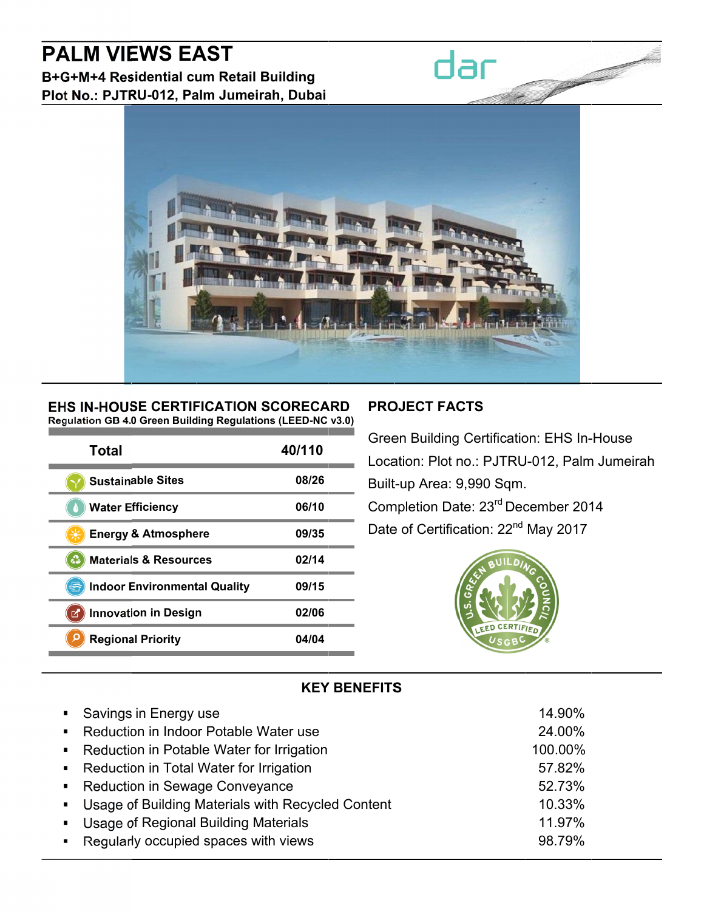# PALM VIEWS EAST

**B+G+M+4 Residential cum Retail Building**

**Plot No.: PJTRU-012, Palm Jumeirah, Dubai**

dar

## EHS IN-HOUSE CERTIFICATION SCORECARD

**Regulation GB 4.0 Green Building Regulations (LEED-NC v3.0)**

| Total | 40/110 |
|---|---|
| Sustainable Sites | 08/26 |
| Water Efficiency | 06/10 |
| Energy & Atmosphere | 09/35 |
| Materials & Resources | 02/14 |
| Indoor Environmental Quality | 09/15 |
| Innovation in Design | 02/06 |
| Regional Priority | 04/04 |

## PROJECT FACTS

Green Building Certification: EHS In-House

Location: Plot no.: PJTRU-012, Palm Jumeirah

Built-up Area: 9,990 Sqm.

Completion Date: 23rd December 2014

Date of Certification: 22nd May 2017

U.S. GREEN BUILDING COUNCIL LEED CERTIFIED USGBC

## KEY BENEFITS

| | |
|---|---|
| Savings in Energy use | 14.90% |
| Reduction in Indoor Potable Water use | 24.00% |
| Reduction in Potable Water for Irrigation | 100.00% |
| Reduction in Total Water for Irrigation | 57.82% |
| Reduction in Sewage Conveyance | 52.73% |
| Usage of Building Materials with Recycled Content | 10.33% |
| Usage of Regional Building Materials | 11.97% |
| Regularly occupied spaces with views | 98.79% |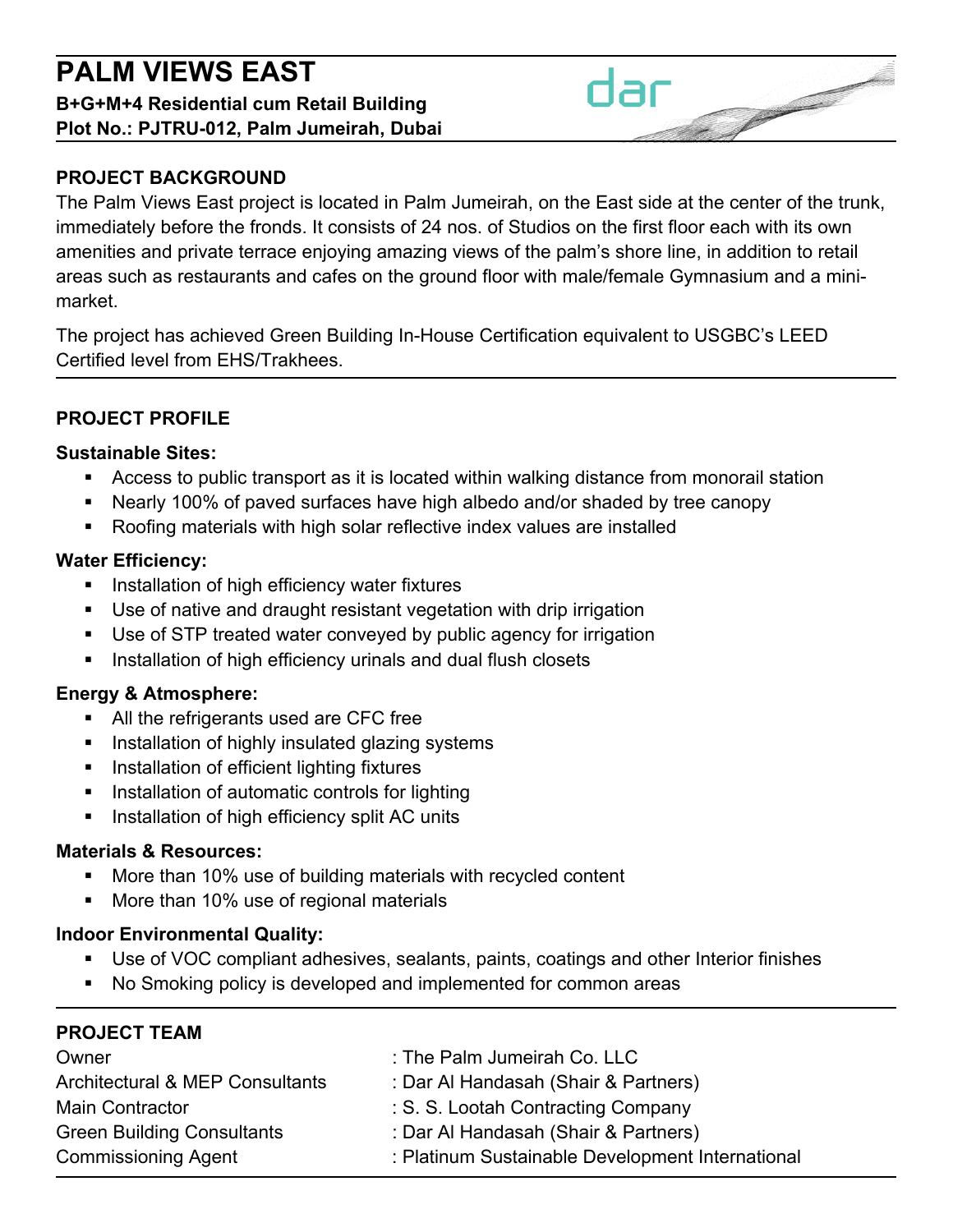# PALM VIEWS EAST

**B+G+M+4 Residential cum Retail Building**
**Plot No.: PJTRU-012, Palm Jumeirah, Dubai**

dar

## PROJECT BACKGROUND

The Palm Views East project is located in Palm Jumeirah, on the East side at the center of the trunk, immediately before the fronds. It consists of 24 nos. of Studios on the first floor each with its own amenities and private terrace enjoying amazing views of the palm's shore line, in addition to retail areas such as restaurants and cafes on the ground floor with male/female Gymnasium and a mini-market.

The project has achieved Green Building In-House Certification equivalent to USGBC's LEED Certified level from EHS/Trakhees.

## PROJECT PROFILE

### Sustainable Sites:

- Access to public transport as it is located within walking distance from monorail station
- Nearly 100% of paved surfaces have high albedo and/or shaded by tree canopy
- Roofing materials with high solar reflective index values are installed

### Water Efficiency:

- Installation of high efficiency water fixtures
- Use of native and draught resistant vegetation with drip irrigation
- Use of STP treated water conveyed by public agency for irrigation
- Installation of high efficiency urinals and dual flush closets

### Energy & Atmosphere:

- All the refrigerants used are CFC free
- Installation of highly insulated glazing systems
- Installation of efficient lighting fixtures
- Installation of automatic controls for lighting
- Installation of high efficiency split AC units

### Materials & Resources:

- More than 10% use of building materials with recycled content
- More than 10% use of regional materials

### Indoor Environmental Quality:

- Use of VOC compliant adhesives, sealants, paints, coatings and other Interior finishes
- No Smoking policy is developed and implemented for common areas

## PROJECT TEAM

| | |
|---|---|
| Owner | : The Palm Jumeirah Co. LLC |
| Architectural & MEP Consultants | : Dar Al Handasah (Shair & Partners) |
| Main Contractor | : S. S. Lootah Contracting Company |
| Green Building Consultants | : Dar Al Handasah (Shair & Partners) |
| Commissioning Agent | : Platinum Sustainable Development International |